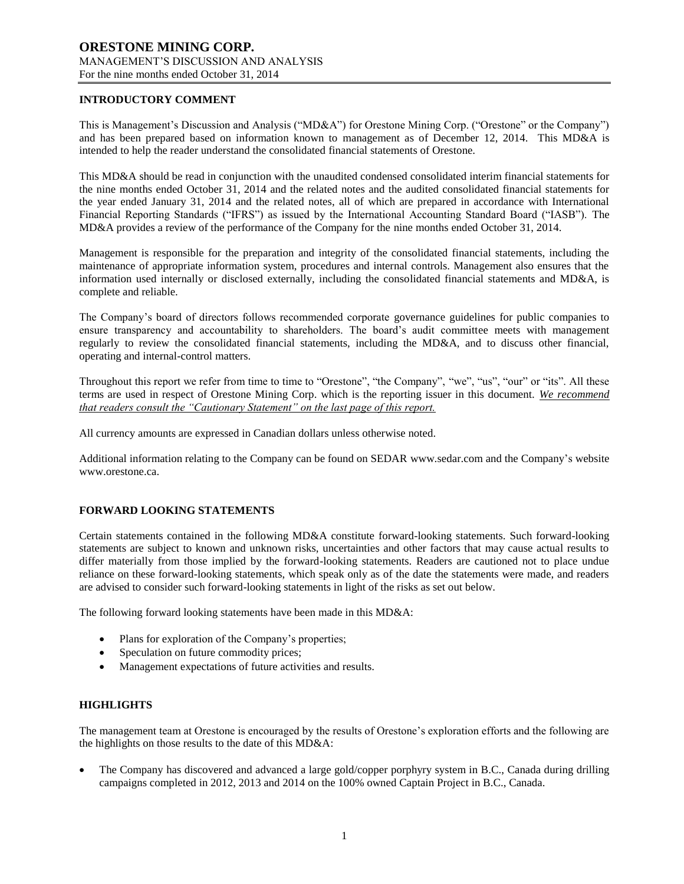# ORESTONE MINING CORP.

MANAGEMENT'S DISCUSSION AND ANALYSIS
For the nine months ended October 31, 2014

## INTRODUCTORY COMMENT

This is Management's Discussion and Analysis ("MD&A") for Orestone Mining Corp. ("Orestone" or the Company") and has been prepared based on information known to management as of December 12, 2014. This MD&A is intended to help the reader understand the consolidated financial statements of Orestone.

This MD&A should be read in conjunction with the unaudited condensed consolidated interim financial statements for the nine months ended October 31, 2014 and the related notes and the audited consolidated financial statements for the year ended January 31, 2014 and the related notes, all of which are prepared in accordance with International Financial Reporting Standards ("IFRS") as issued by the International Accounting Standard Board ("IASB"). The MD&A provides a review of the performance of the Company for the nine months ended October 31, 2014.

Management is responsible for the preparation and integrity of the consolidated financial statements, including the maintenance of appropriate information system, procedures and internal controls. Management also ensures that the information used internally or disclosed externally, including the consolidated financial statements and MD&A, is complete and reliable.

The Company's board of directors follows recommended corporate governance guidelines for public companies to ensure transparency and accountability to shareholders. The board's audit committee meets with management regularly to review the consolidated financial statements, including the MD&A, and to discuss other financial, operating and internal-control matters.

Throughout this report we refer from time to time to "Orestone", "the Company", "we", "us", "our" or "its". All these terms are used in respect of Orestone Mining Corp. which is the reporting issuer in this document. *We recommend that readers consult the "Cautionary Statement" on the last page of this report.*

All currency amounts are expressed in Canadian dollars unless otherwise noted.

Additional information relating to the Company can be found on SEDAR www.sedar.com and the Company's website www.orestone.ca.

## FORWARD LOOKING STATEMENTS

Certain statements contained in the following MD&A constitute forward-looking statements. Such forward-looking statements are subject to known and unknown risks, uncertainties and other factors that may cause actual results to differ materially from those implied by the forward-looking statements. Readers are cautioned not to place undue reliance on these forward-looking statements, which speak only as of the date the statements were made, and readers are advised to consider such forward-looking statements in light of the risks as set out below.

The following forward looking statements have been made in this MD&A:

- Plans for exploration of the Company's properties;
- Speculation on future commodity prices;
- Management expectations of future activities and results.

## HIGHLIGHTS

The management team at Orestone is encouraged by the results of Orestone's exploration efforts and the following are the highlights on those results to the date of this MD&A:

- The Company has discovered and advanced a large gold/copper porphyry system in B.C., Canada during drilling campaigns completed in 2012, 2013 and 2014 on the 100% owned Captain Project in B.C., Canada.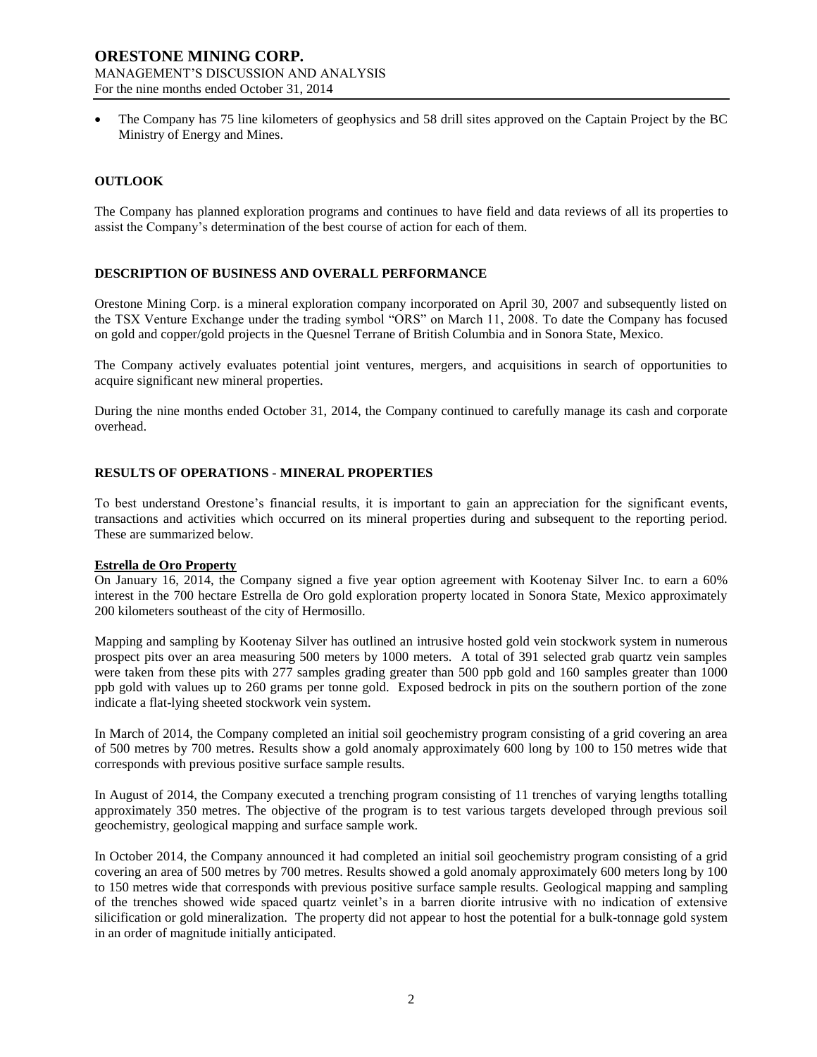- The Company has 75 line kilometers of geophysics and 58 drill sites approved on the Captain Project by the BC Ministry of Energy and Mines.

## OUTLOOK

The Company has planned exploration programs and continues to have field and data reviews of all its properties to assist the Company's determination of the best course of action for each of them.

## DESCRIPTION OF BUSINESS AND OVERALL PERFORMANCE

Orestone Mining Corp. is a mineral exploration company incorporated on April 30, 2007 and subsequently listed on the TSX Venture Exchange under the trading symbol "ORS" on March 11, 2008. To date the Company has focused on gold and copper/gold projects in the Quesnel Terrane of British Columbia and in Sonora State, Mexico.

The Company actively evaluates potential joint ventures, mergers, and acquisitions in search of opportunities to acquire significant new mineral properties.

During the nine months ended October 31, 2014, the Company continued to carefully manage its cash and corporate overhead.

## RESULTS OF OPERATIONS - MINERAL PROPERTIES

To best understand Orestone's financial results, it is important to gain an appreciation for the significant events, transactions and activities which occurred on its mineral properties during and subsequent to the reporting period. These are summarized below.

### Estrella de Oro Property

On January 16, 2014, the Company signed a five year option agreement with Kootenay Silver Inc. to earn a 60% interest in the 700 hectare Estrella de Oro gold exploration property located in Sonora State, Mexico approximately 200 kilometers southeast of the city of Hermosillo.

Mapping and sampling by Kootenay Silver has outlined an intrusive hosted gold vein stockwork system in numerous prospect pits over an area measuring 500 meters by 1000 meters. A total of 391 selected grab quartz vein samples were taken from these pits with 277 samples grading greater than 500 ppb gold and 160 samples greater than 1000 ppb gold with values up to 260 grams per tonne gold. Exposed bedrock in pits on the southern portion of the zone indicate a flat-lying sheeted stockwork vein system.

In March of 2014, the Company completed an initial soil geochemistry program consisting of a grid covering an area of 500 metres by 700 metres. Results show a gold anomaly approximately 600 long by 100 to 150 metres wide that corresponds with previous positive surface sample results.

In August of 2014, the Company executed a trenching program consisting of 11 trenches of varying lengths totalling approximately 350 metres. The objective of the program is to test various targets developed through previous soil geochemistry, geological mapping and surface sample work.

In October 2014, the Company announced it had completed an initial soil geochemistry program consisting of a grid covering an area of 500 metres by 700 metres. Results showed a gold anomaly approximately 600 meters long by 100 to 150 metres wide that corresponds with previous positive surface sample results. Geological mapping and sampling of the trenches showed wide spaced quartz veinlet's in a barren diorite intrusive with no indication of extensive silicification or gold mineralization. The property did not appear to host the potential for a bulk-tonnage gold system in an order of magnitude initially anticipated.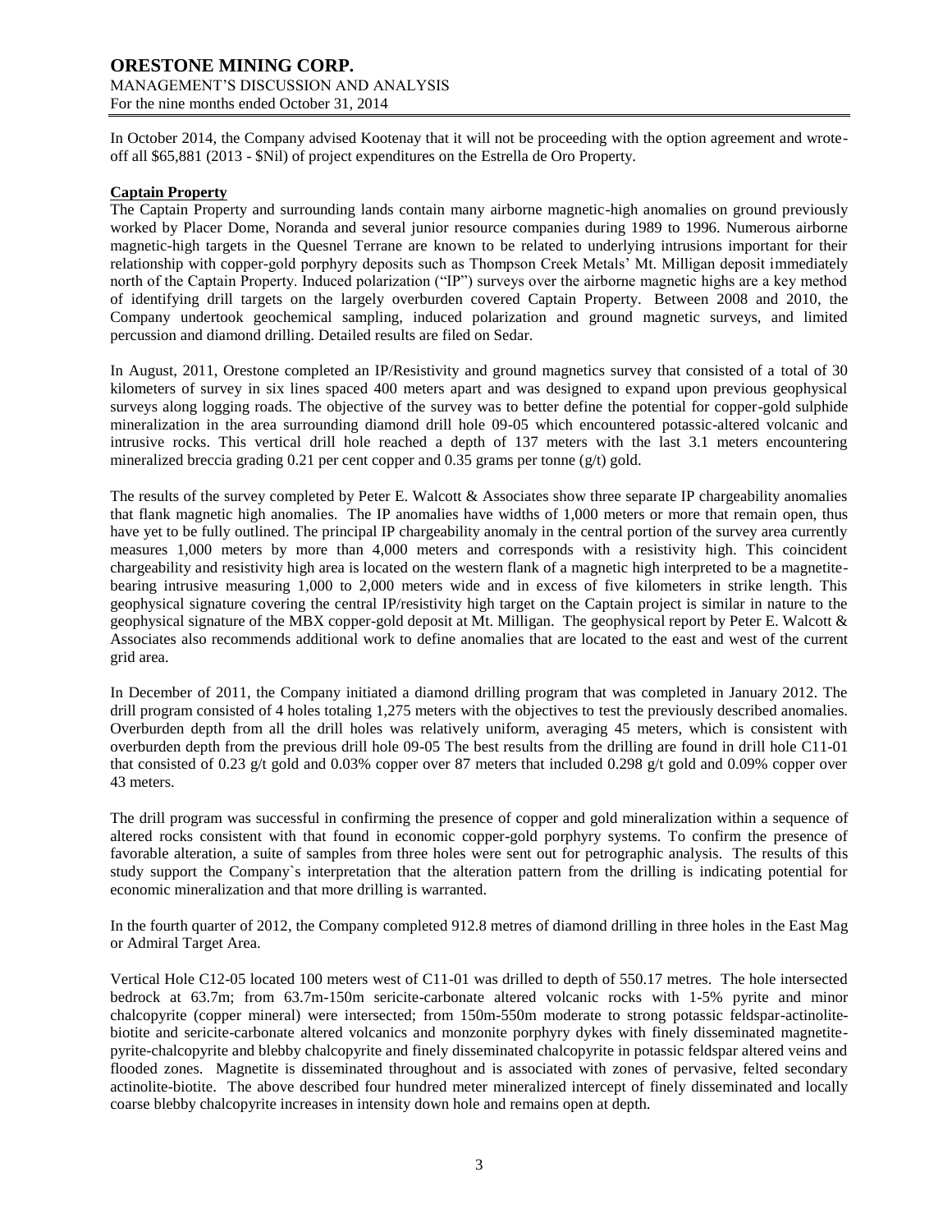In October 2014, the Company advised Kootenay that it will not be proceeding with the option agreement and wrote-off all $65,881 (2013 - $Nil) of project expenditures on the Estrella de Oro Property.

**Captain Property**

The Captain Property and surrounding lands contain many airborne magnetic-high anomalies on ground previously worked by Placer Dome, Noranda and several junior resource companies during 1989 to 1996. Numerous airborne magnetic-high targets in the Quesnel Terrane are known to be related to underlying intrusions important for their relationship with copper-gold porphyry deposits such as Thompson Creek Metals' Mt. Milligan deposit immediately north of the Captain Property. Induced polarization ("IP") surveys over the airborne magnetic highs are a key method of identifying drill targets on the largely overburden covered Captain Property. Between 2008 and 2010, the Company undertook geochemical sampling, induced polarization and ground magnetic surveys, and limited percussion and diamond drilling. Detailed results are filed on Sedar.

In August, 2011, Orestone completed an IP/Resistivity and ground magnetics survey that consisted of a total of 30 kilometers of survey in six lines spaced 400 meters apart and was designed to expand upon previous geophysical surveys along logging roads. The objective of the survey was to better define the potential for copper-gold sulphide mineralization in the area surrounding diamond drill hole 09-05 which encountered potassic-altered volcanic and intrusive rocks. This vertical drill hole reached a depth of 137 meters with the last 3.1 meters encountering mineralized breccia grading 0.21 per cent copper and 0.35 grams per tonne (g/t) gold.

The results of the survey completed by Peter E. Walcott & Associates show three separate IP chargeability anomalies that flank magnetic high anomalies. The IP anomalies have widths of 1,000 meters or more that remain open, thus have yet to be fully outlined. The principal IP chargeability anomaly in the central portion of the survey area currently measures 1,000 meters by more than 4,000 meters and corresponds with a resistivity high. This coincident chargeability and resistivity high area is located on the western flank of a magnetic high interpreted to be a magnetite-bearing intrusive measuring 1,000 to 2,000 meters wide and in excess of five kilometers in strike length. This geophysical signature covering the central IP/resistivity high target on the Captain project is similar in nature to the geophysical signature of the MBX copper-gold deposit at Mt. Milligan. The geophysical report by Peter E. Walcott & Associates also recommends additional work to define anomalies that are located to the east and west of the current grid area.

In December of 2011, the Company initiated a diamond drilling program that was completed in January 2012. The drill program consisted of 4 holes totaling 1,275 meters with the objectives to test the previously described anomalies. Overburden depth from all the drill holes was relatively uniform, averaging 45 meters, which is consistent with overburden depth from the previous drill hole 09-05 The best results from the drilling are found in drill hole C11-01 that consisted of 0.23 g/t gold and 0.03% copper over 87 meters that included 0.298 g/t gold and 0.09% copper over 43 meters.

The drill program was successful in confirming the presence of copper and gold mineralization within a sequence of altered rocks consistent with that found in economic copper-gold porphyry systems. To confirm the presence of favorable alteration, a suite of samples from three holes were sent out for petrographic analysis. The results of this study support the Company`s interpretation that the alteration pattern from the drilling is indicating potential for economic mineralization and that more drilling is warranted.

In the fourth quarter of 2012, the Company completed 912.8 metres of diamond drilling in three holes in the East Mag or Admiral Target Area.

Vertical Hole C12-05 located 100 meters west of C11-01 was drilled to depth of 550.17 metres. The hole intersected bedrock at 63.7m; from 63.7m-150m sericite-carbonate altered volcanic rocks with 1-5% pyrite and minor chalcopyrite (copper mineral) were intersected; from 150m-550m moderate to strong potassic feldspar-actinolite-biotite and sericite-carbonate altered volcanics and monzonite porphyry dykes with finely disseminated magnetite-pyrite-chalcopyrite and blebby chalcopyrite and finely disseminated chalcopyrite in potassic feldspar altered veins and flooded zones. Magnetite is disseminated throughout and is associated with zones of pervasive, felted secondary actinolite-biotite. The above described four hundred meter mineralized intercept of finely disseminated and locally coarse blebby chalcopyrite increases in intensity down hole and remains open at depth.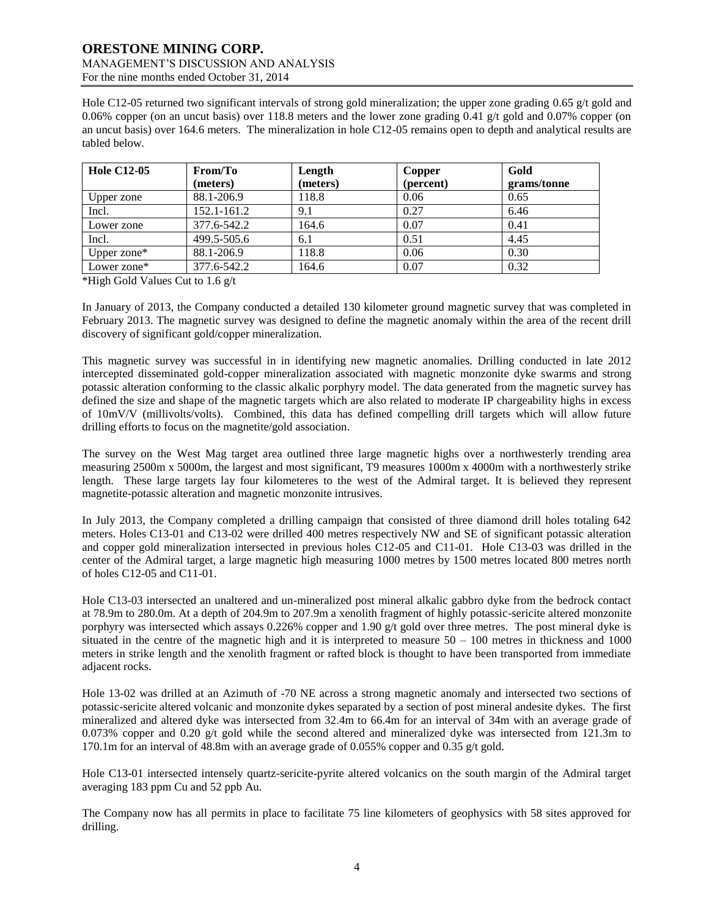Hole C12-05 returned two significant intervals of strong gold mineralization; the upper zone grading 0.65 g/t gold and 0.06% copper (on an uncut basis) over 118.8 meters and the lower zone grading 0.41 g/t gold and 0.07% copper (on an uncut basis) over 164.6 meters. The mineralization in hole C12-05 remains open to depth and analytical results are tabled below.

| **Hole C12-05** | **From/To (meters)** | **Length (meters)** | **Copper (percent)** | **Gold grams/tonne** |
|---|---|---|---|---|
| Upper zone | 88.1-206.9 | 118.8 | 0.06 | 0.65 |
| Incl. | 152.1-161.2 | 9.1 | 0.27 | 6.46 |
| Lower zone | 377.6-542.2 | 164.6 | 0.07 | 0.41 |
| Incl. | 499.5-505.6 | 6.1 | 0.51 | 4.45 |
| Upper zone* | 88.1-206.9 | 118.8 | 0.06 | 0.30 |
| Lower zone* | 377.6-542.2 | 164.6 | 0.07 | 0.32 |

*High Gold Values Cut to 1.6 g/t

In January of 2013, the Company conducted a detailed 130 kilometer ground magnetic survey that was completed in February 2013. The magnetic survey was designed to define the magnetic anomaly within the area of the recent drill discovery of significant gold/copper mineralization.

This magnetic survey was successful in in identifying new magnetic anomalies. Drilling conducted in late 2012 intercepted disseminated gold-copper mineralization associated with magnetic monzonite dyke swarms and strong potassic alteration conforming to the classic alkalic porphyry model. The data generated from the magnetic survey has defined the size and shape of the magnetic targets which are also related to moderate IP chargeability highs in excess of 10mV/V (millivolts/volts). Combined, this data has defined compelling drill targets which will allow future drilling efforts to focus on the magnetite/gold association.

The survey on the West Mag target area outlined three large magnetic highs over a northwesterly trending area measuring 2500m x 5000m, the largest and most significant, T9 measures 1000m x 4000m with a northwesterly strike length. These large targets lay four kilometeres to the west of the Admiral target. It is believed they represent magnetite-potassic alteration and magnetic monzonite intrusives.

In July 2013, the Company completed a drilling campaign that consisted of three diamond drill holes totaling 642 meters. Holes C13-01 and C13-02 were drilled 400 metres respectively NW and SE of significant potassic alteration and copper gold mineralization intersected in previous holes C12-05 and C11-01. Hole C13-03 was drilled in the center of the Admiral target, a large magnetic high measuring 1000 metres by 1500 metres located 800 metres north of holes C12-05 and C11-01.

Hole C13-03 intersected an unaltered and un-mineralized post mineral alkalic gabbro dyke from the bedrock contact at 78.9m to 280.0m. At a depth of 204.9m to 207.9m a xenolith fragment of highly potassic-sericite altered monzonite porphyry was intersected which assays 0.226% copper and 1.90 g/t gold over three metres. The post mineral dyke is situated in the centre of the magnetic high and it is interpreted to measure 50 – 100 metres in thickness and 1000 meters in strike length and the xenolith fragment or rafted block is thought to have been transported from immediate adjacent rocks.

Hole 13-02 was drilled at an Azimuth of -70 NE across a strong magnetic anomaly and intersected two sections of potassic-sericite altered volcanic and monzonite dykes separated by a section of post mineral andesite dykes. The first mineralized and altered dyke was intersected from 32.4m to 66.4m for an interval of 34m with an average grade of 0.073% copper and 0.20 g/t gold while the second altered and mineralized dyke was intersected from 121.3m to 170.1m for an interval of 48.8m with an average grade of 0.055% copper and 0.35 g/t gold.

Hole C13-01 intersected intensely quartz-sericite-pyrite altered volcanics on the south margin of the Admiral target averaging 183 ppm Cu and 52 ppb Au.

The Company now has all permits in place to facilitate 75 line kilometers of geophysics with 58 sites approved for drilling.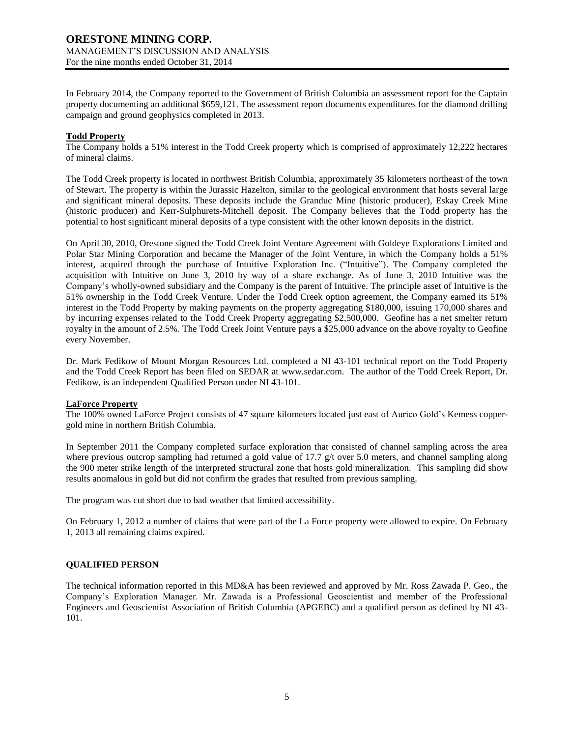In February 2014, the Company reported to the Government of British Columbia an assessment report for the Captain property documenting an additional $659,121. The assessment report documents expenditures for the diamond drilling campaign and ground geophysics completed in 2013.

**Todd Property**

The Company holds a 51% interest in the Todd Creek property which is comprised of approximately 12,222 hectares of mineral claims.

The Todd Creek property is located in northwest British Columbia, approximately 35 kilometers northeast of the town of Stewart. The property is within the Jurassic Hazelton, similar to the geological environment that hosts several large and significant mineral deposits. These deposits include the Granduc Mine (historic producer), Eskay Creek Mine (historic producer) and Kerr-Sulphurets-Mitchell deposit. The Company believes that the Todd property has the potential to host significant mineral deposits of a type consistent with the other known deposits in the district.

On April 30, 2010, Orestone signed the Todd Creek Joint Venture Agreement with Goldeye Explorations Limited and Polar Star Mining Corporation and became the Manager of the Joint Venture, in which the Company holds a 51% interest, acquired through the purchase of Intuitive Exploration Inc. ("Intuitive"). The Company completed the acquisition with Intuitive on June 3, 2010 by way of a share exchange. As of June 3, 2010 Intuitive was the Company's wholly-owned subsidiary and the Company is the parent of Intuitive. The principle asset of Intuitive is the 51% ownership in the Todd Creek Venture. Under the Todd Creek option agreement, the Company earned its 51% interest in the Todd Property by making payments on the property aggregating $180,000, issuing 170,000 shares and by incurring expenses related to the Todd Creek Property aggregating $2,500,000. Geofine has a net smelter return royalty in the amount of 2.5%. The Todd Creek Joint Venture pays a $25,000 advance on the above royalty to Geofine every November.

Dr. Mark Fedikow of Mount Morgan Resources Ltd. completed a NI 43-101 technical report on the Todd Property and the Todd Creek Report has been filed on SEDAR at www.sedar.com. The author of the Todd Creek Report, Dr. Fedikow, is an independent Qualified Person under NI 43-101.

**LaForce Property**

The 100% owned LaForce Project consists of 47 square kilometers located just east of Aurico Gold's Kemess copper-gold mine in northern British Columbia.

In September 2011 the Company completed surface exploration that consisted of channel sampling across the area where previous outcrop sampling had returned a gold value of 17.7 g/t over 5.0 meters, and channel sampling along the 900 meter strike length of the interpreted structural zone that hosts gold mineralization. This sampling did show results anomalous in gold but did not confirm the grades that resulted from previous sampling.

The program was cut short due to bad weather that limited accessibility.

On February 1, 2012 a number of claims that were part of the La Force property were allowed to expire. On February 1, 2013 all remaining claims expired.

## QUALIFIED PERSON

The technical information reported in this MD&A has been reviewed and approved by Mr. Ross Zawada P. Geo., the Company's Exploration Manager. Mr. Zawada is a Professional Geoscientist and member of the Professional Engineers and Geoscientist Association of British Columbia (APGEBC) and a qualified person as defined by NI 43-101.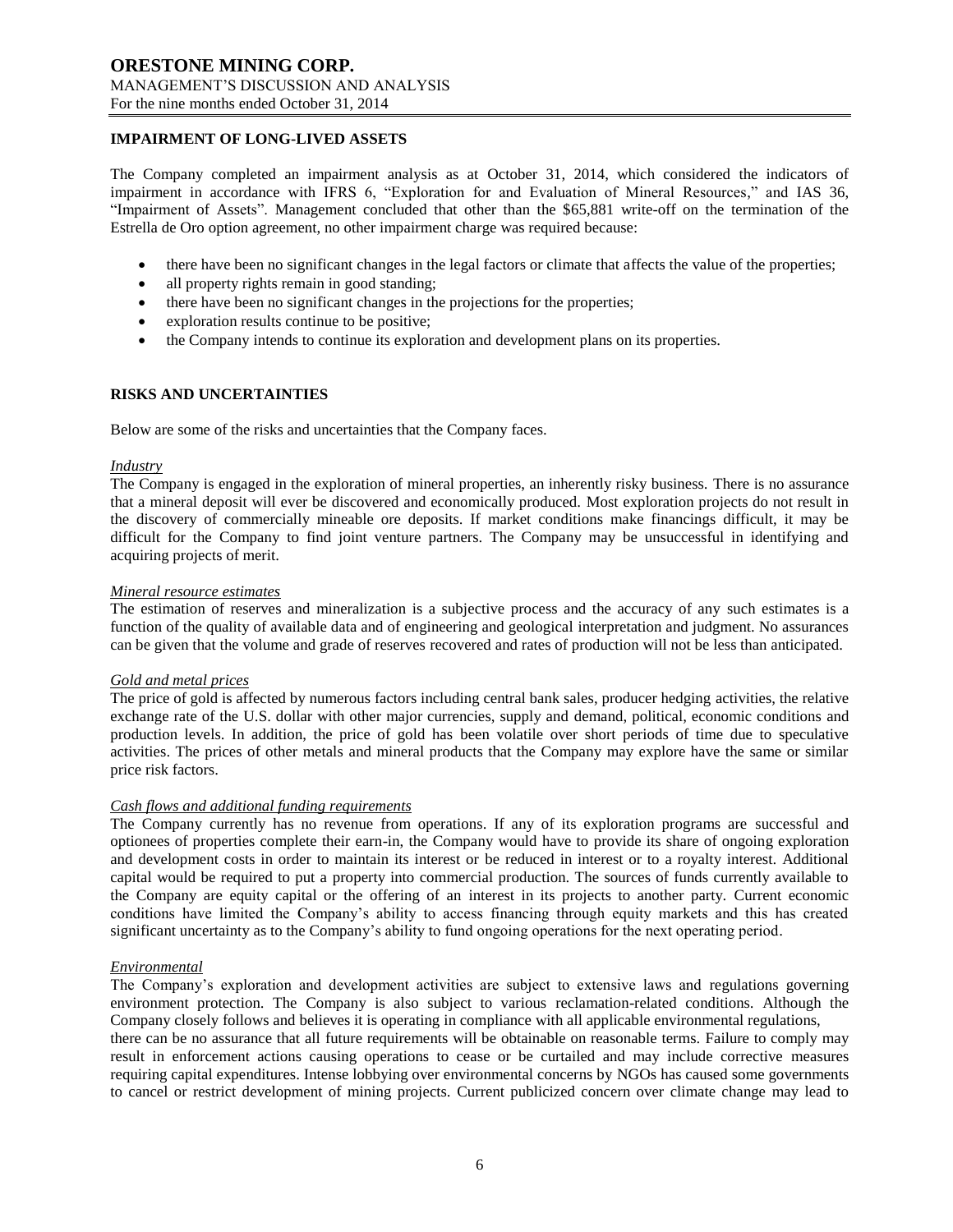## IMPAIRMENT OF LONG-LIVED ASSETS

The Company completed an impairment analysis as at October 31, 2014, which considered the indicators of impairment in accordance with IFRS 6, "Exploration for and Evaluation of Mineral Resources," and IAS 36, "Impairment of Assets". Management concluded that other than the $65,881 write-off on the termination of the Estrella de Oro option agreement, no other impairment charge was required because:

- there have been no significant changes in the legal factors or climate that affects the value of the properties;
- all property rights remain in good standing;
- there have been no significant changes in the projections for the properties;
- exploration results continue to be positive;
- the Company intends to continue its exploration and development plans on its properties.

## RISKS AND UNCERTAINTIES

Below are some of the risks and uncertainties that the Company faces.

*Industry*
The Company is engaged in the exploration of mineral properties, an inherently risky business. There is no assurance that a mineral deposit will ever be discovered and economically produced. Most exploration projects do not result in the discovery of commercially mineable ore deposits. If market conditions make financings difficult, it may be difficult for the Company to find joint venture partners. The Company may be unsuccessful in identifying and acquiring projects of merit.

*Mineral resource estimates*
The estimation of reserves and mineralization is a subjective process and the accuracy of any such estimates is a function of the quality of available data and of engineering and geological interpretation and judgment. No assurances can be given that the volume and grade of reserves recovered and rates of production will not be less than anticipated.

*Gold and metal prices*
The price of gold is affected by numerous factors including central bank sales, producer hedging activities, the relative exchange rate of the U.S. dollar with other major currencies, supply and demand, political, economic conditions and production levels. In addition, the price of gold has been volatile over short periods of time due to speculative activities. The prices of other metals and mineral products that the Company may explore have the same or similar price risk factors.

*Cash flows and additional funding requirements*
The Company currently has no revenue from operations. If any of its exploration programs are successful and optionees of properties complete their earn-in, the Company would have to provide its share of ongoing exploration and development costs in order to maintain its interest or be reduced in interest or to a royalty interest. Additional capital would be required to put a property into commercial production. The sources of funds currently available to the Company are equity capital or the offering of an interest in its projects to another party. Current economic conditions have limited the Company's ability to access financing through equity markets and this has created significant uncertainty as to the Company's ability to fund ongoing operations for the next operating period.

*Environmental*
The Company's exploration and development activities are subject to extensive laws and regulations governing environment protection. The Company is also subject to various reclamation-related conditions. Although the Company closely follows and believes it is operating in compliance with all applicable environmental regulations, there can be no assurance that all future requirements will be obtainable on reasonable terms. Failure to comply may result in enforcement actions causing operations to cease or be curtailed and may include corrective measures requiring capital expenditures. Intense lobbying over environmental concerns by NGOs has caused some governments to cancel or restrict development of mining projects. Current publicized concern over climate change may lead to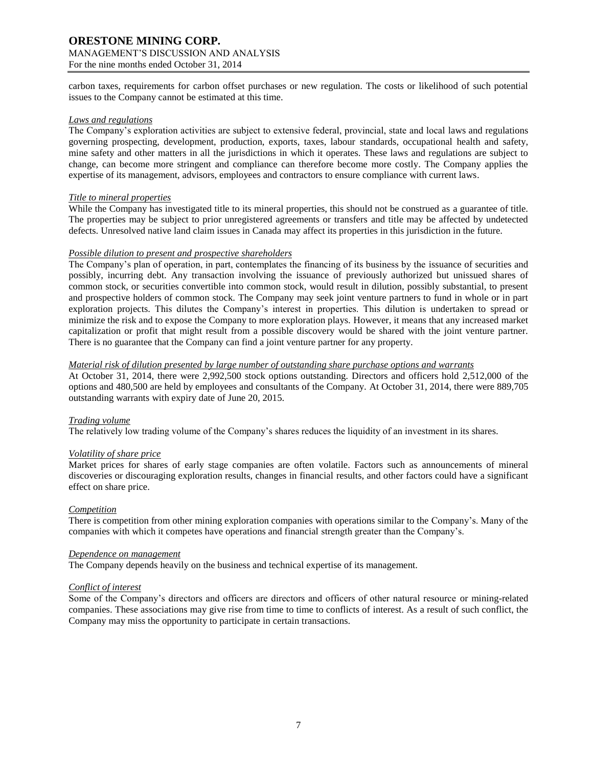carbon taxes, requirements for carbon offset purchases or new regulation. The costs or likelihood of such potential issues to the Company cannot be estimated at this time.

*Laws and regulations*

The Company's exploration activities are subject to extensive federal, provincial, state and local laws and regulations governing prospecting, development, production, exports, taxes, labour standards, occupational health and safety, mine safety and other matters in all the jurisdictions in which it operates. These laws and regulations are subject to change, can become more stringent and compliance can therefore become more costly. The Company applies the expertise of its management, advisors, employees and contractors to ensure compliance with current laws.

*Title to mineral properties*

While the Company has investigated title to its mineral properties, this should not be construed as a guarantee of title. The properties may be subject to prior unregistered agreements or transfers and title may be affected by undetected defects. Unresolved native land claim issues in Canada may affect its properties in this jurisdiction in the future.

*Possible dilution to present and prospective shareholders*

The Company's plan of operation, in part, contemplates the financing of its business by the issuance of securities and possibly, incurring debt. Any transaction involving the issuance of previously authorized but unissued shares of common stock, or securities convertible into common stock, would result in dilution, possibly substantial, to present and prospective holders of common stock. The Company may seek joint venture partners to fund in whole or in part exploration projects. This dilutes the Company's interest in properties. This dilution is undertaken to spread or minimize the risk and to expose the Company to more exploration plays. However, it means that any increased market capitalization or profit that might result from a possible discovery would be shared with the joint venture partner. There is no guarantee that the Company can find a joint venture partner for any property.

*Material risk of dilution presented by large number of outstanding share purchase options and warrants*

At October 31, 2014, there were 2,992,500 stock options outstanding. Directors and officers hold 2,512,000 of the options and 480,500 are held by employees and consultants of the Company. At October 31, 2014, there were 889,705 outstanding warrants with expiry date of June 20, 2015.

*Trading volume*

The relatively low trading volume of the Company's shares reduces the liquidity of an investment in its shares.

*Volatility of share price*

Market prices for shares of early stage companies are often volatile. Factors such as announcements of mineral discoveries or discouraging exploration results, changes in financial results, and other factors could have a significant effect on share price.

*Competition*

There is competition from other mining exploration companies with operations similar to the Company's. Many of the companies with which it competes have operations and financial strength greater than the Company's.

*Dependence on management*

The Company depends heavily on the business and technical expertise of its management.

*Conflict of interest*

Some of the Company's directors and officers are directors and officers of other natural resource or mining-related companies. These associations may give rise from time to time to conflicts of interest. As a result of such conflict, the Company may miss the opportunity to participate in certain transactions.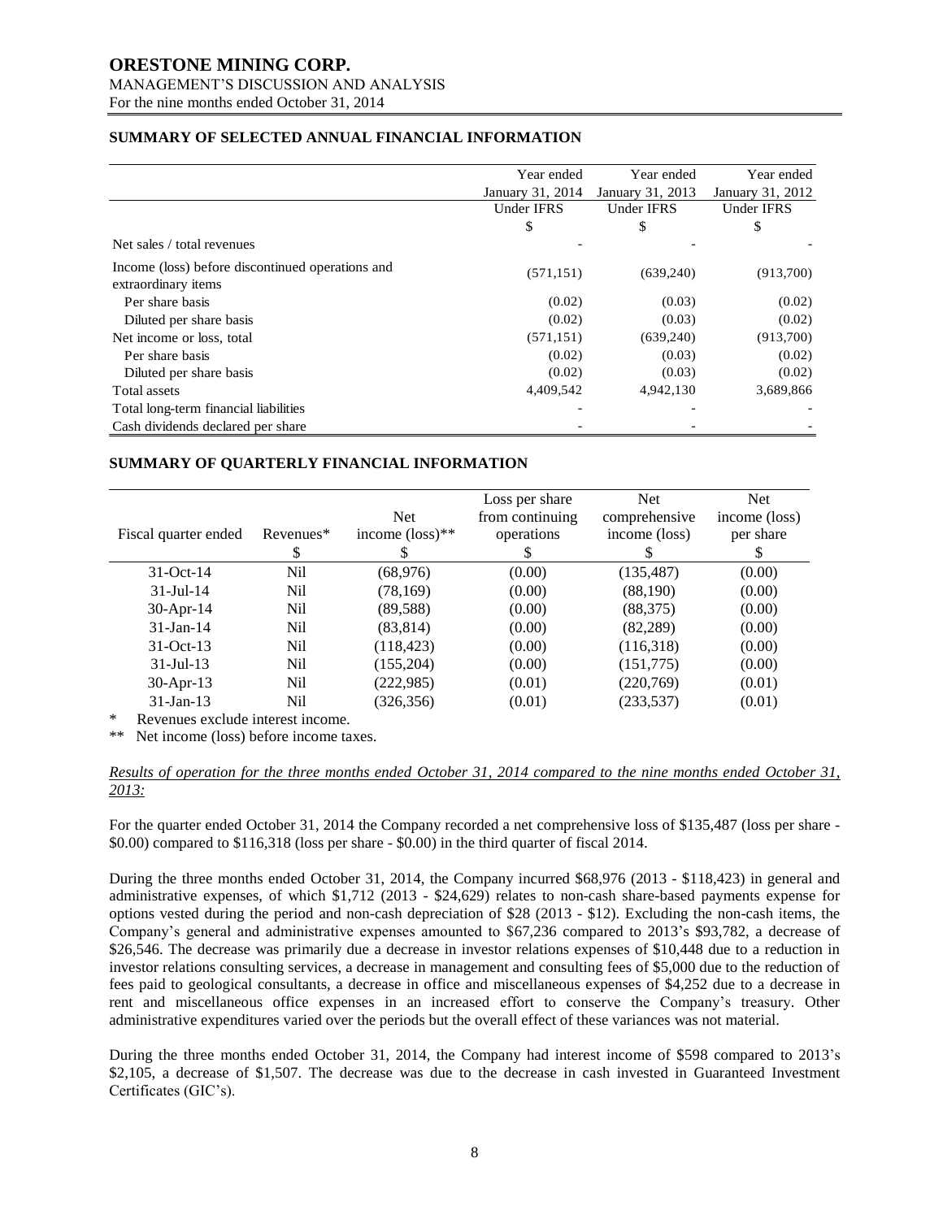## SUMMARY OF SELECTED ANNUAL FINANCIAL INFORMATION

| | Year ended January 31, 2014 | Year ended January 31, 2013 | Year ended January 31, 2012 |
|---|---|---|---|
| | Under IFRS | Under IFRS | Under IFRS |
| | $ | $ | $ |
| Net sales / total revenues | - | - | - |
| Income (loss) before discontinued operations and extraordinary items | (571,151) | (639,240) | (913,700) |
| Per share basis | (0.02) | (0.03) | (0.02) |
| Diluted per share basis | (0.02) | (0.03) | (0.02) |
| Net income or loss, total | (571,151) | (639,240) | (913,700) |
| Per share basis | (0.02) | (0.03) | (0.02) |
| Diluted per share basis | (0.02) | (0.03) | (0.02) |
| Total assets | 4,409,542 | 4,942,130 | 3,689,866 |
| Total long-term financial liabilities | - | - | - |
| Cash dividends declared per share | - | - | - |

## SUMMARY OF QUARTERLY FINANCIAL INFORMATION

| Fiscal quarter ended | Revenues* | Net income (loss)** | Loss per share from continuing operations | Net comprehensive income (loss) | Net income (loss) per share |
|---|---|---|---|---|---|
| | $ | $ | $ | $ | $ |
| 31-Oct-14 | Nil | (68,976) | (0.00) | (135,487) | (0.00) |
| 31-Jul-14 | Nil | (78,169) | (0.00) | (88,190) | (0.00) |
| 30-Apr-14 | Nil | (89,588) | (0.00) | (88,375) | (0.00) |
| 31-Jan-14 | Nil | (83,814) | (0.00) | (82,289) | (0.00) |
| 31-Oct-13 | Nil | (118,423) | (0.00) | (116,318) | (0.00) |
| 31-Jul-13 | Nil | (155,204) | (0.00) | (151,775) | (0.00) |
| 30-Apr-13 | Nil | (222,985) | (0.01) | (220,769) | (0.01) |
| 31-Jan-13 | Nil | (326,356) | (0.01) | (233,537) | (0.01) |

\* Revenues exclude interest income.

\*\* Net income (loss) before income taxes.

*Results of operation for the three months ended October 31, 2014 compared to the nine months ended October 31, 2013:*

For the quarter ended October 31, 2014 the Company recorded a net comprehensive loss of $135,487 (loss per share - $0.00) compared to $116,318 (loss per share - $0.00) in the third quarter of fiscal 2014.

During the three months ended October 31, 2014, the Company incurred $68,976 (2013 - $118,423) in general and administrative expenses, of which $1,712 (2013 - $24,629) relates to non-cash share-based payments expense for options vested during the period and non-cash depreciation of $28 (2013 - $12). Excluding the non-cash items, the Company's general and administrative expenses amounted to $67,236 compared to 2013's $93,782, a decrease of $26,546. The decrease was primarily due a decrease in investor relations expenses of $10,448 due to a reduction in investor relations consulting services, a decrease in management and consulting fees of $5,000 due to the reduction of fees paid to geological consultants, a decrease in office and miscellaneous expenses of $4,252 due to a decrease in rent and miscellaneous office expenses in an increased effort to conserve the Company's treasury. Other administrative expenditures varied over the periods but the overall effect of these variances was not material.

During the three months ended October 31, 2014, the Company had interest income of $598 compared to 2013's $2,105, a decrease of $1,507. The decrease was due to the decrease in cash invested in Guaranteed Investment Certificates (GIC's).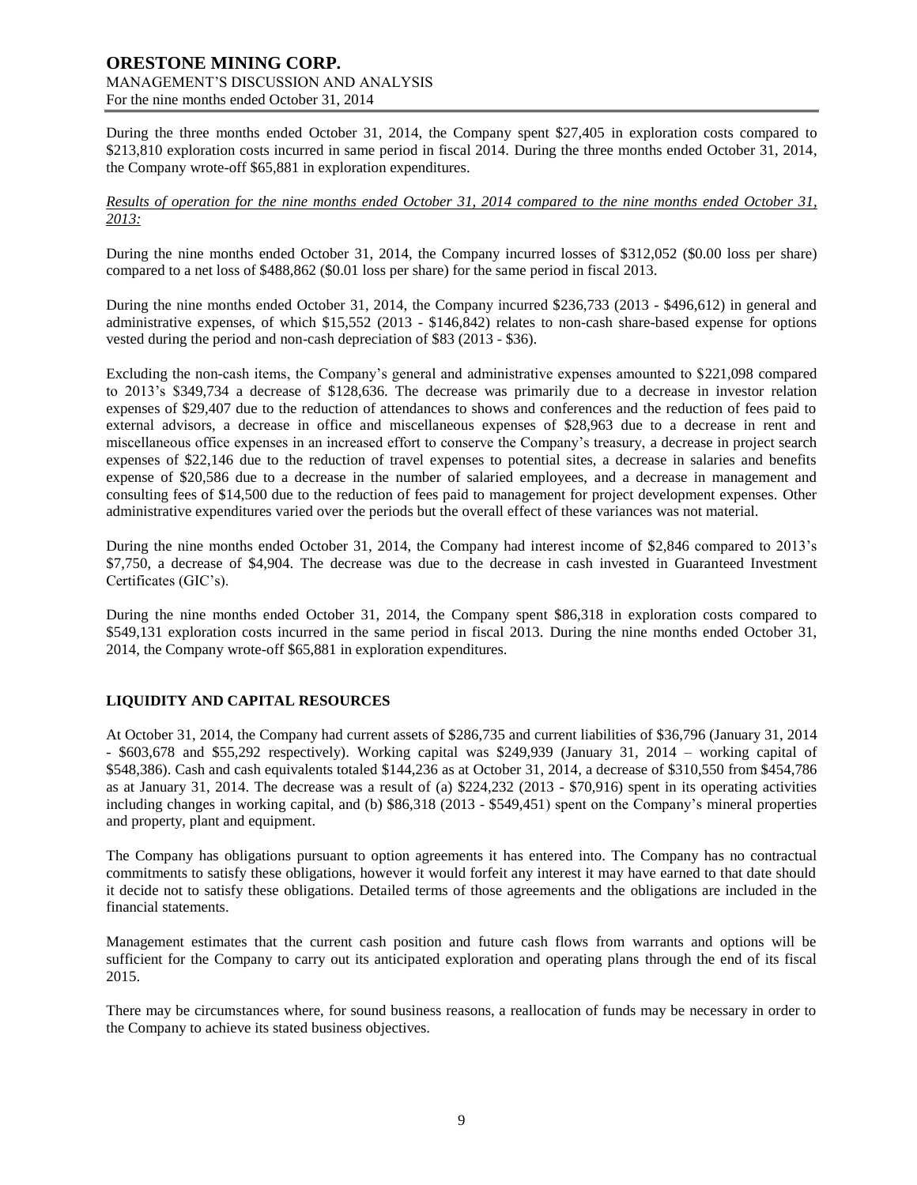During the three months ended October 31, 2014, the Company spent $27,405 in exploration costs compared to $213,810 exploration costs incurred in same period in fiscal 2014. During the three months ended October 31, 2014, the Company wrote-off $65,881 in exploration expenditures.

*Results of operation for the nine months ended October 31, 2014 compared to the nine months ended October 31, 2013:*

During the nine months ended October 31, 2014, the Company incurred losses of $312,052 ($0.00 loss per share) compared to a net loss of $488,862 ($0.01 loss per share) for the same period in fiscal 2013.

During the nine months ended October 31, 2014, the Company incurred $236,733 (2013 - $496,612) in general and administrative expenses, of which $15,552 (2013 - $146,842) relates to non-cash share-based expense for options vested during the period and non-cash depreciation of $83 (2013 - $36).

Excluding the non-cash items, the Company's general and administrative expenses amounted to $221,098 compared to 2013's $349,734 a decrease of $128,636. The decrease was primarily due to a decrease in investor relation expenses of $29,407 due to the reduction of attendances to shows and conferences and the reduction of fees paid to external advisors, a decrease in office and miscellaneous expenses of $28,963 due to a decrease in rent and miscellaneous office expenses in an increased effort to conserve the Company's treasury, a decrease in project search expenses of $22,146 due to the reduction of travel expenses to potential sites, a decrease in salaries and benefits expense of $20,586 due to a decrease in the number of salaried employees, and a decrease in management and consulting fees of $14,500 due to the reduction of fees paid to management for project development expenses. Other administrative expenditures varied over the periods but the overall effect of these variances was not material.

During the nine months ended October 31, 2014, the Company had interest income of $2,846 compared to 2013's $7,750, a decrease of $4,904. The decrease was due to the decrease in cash invested in Guaranteed Investment Certificates (GIC's).

During the nine months ended October 31, 2014, the Company spent $86,318 in exploration costs compared to $549,131 exploration costs incurred in the same period in fiscal 2013. During the nine months ended October 31, 2014, the Company wrote-off $65,881 in exploration expenditures.

## LIQUIDITY AND CAPITAL RESOURCES

At October 31, 2014, the Company had current assets of $286,735 and current liabilities of $36,796 (January 31, 2014 - $603,678 and $55,292 respectively). Working capital was $249,939 (January 31, 2014 – working capital of $548,386). Cash and cash equivalents totaled $144,236 as at October 31, 2014, a decrease of $310,550 from $454,786 as at January 31, 2014. The decrease was a result of (a) $224,232 (2013 - $70,916) spent in its operating activities including changes in working capital, and (b) $86,318 (2013 - $549,451) spent on the Company's mineral properties and property, plant and equipment.

The Company has obligations pursuant to option agreements it has entered into. The Company has no contractual commitments to satisfy these obligations, however it would forfeit any interest it may have earned to that date should it decide not to satisfy these obligations. Detailed terms of those agreements and the obligations are included in the financial statements.

Management estimates that the current cash position and future cash flows from warrants and options will be sufficient for the Company to carry out its anticipated exploration and operating plans through the end of its fiscal 2015.

There may be circumstances where, for sound business reasons, a reallocation of funds may be necessary in order to the Company to achieve its stated business objectives.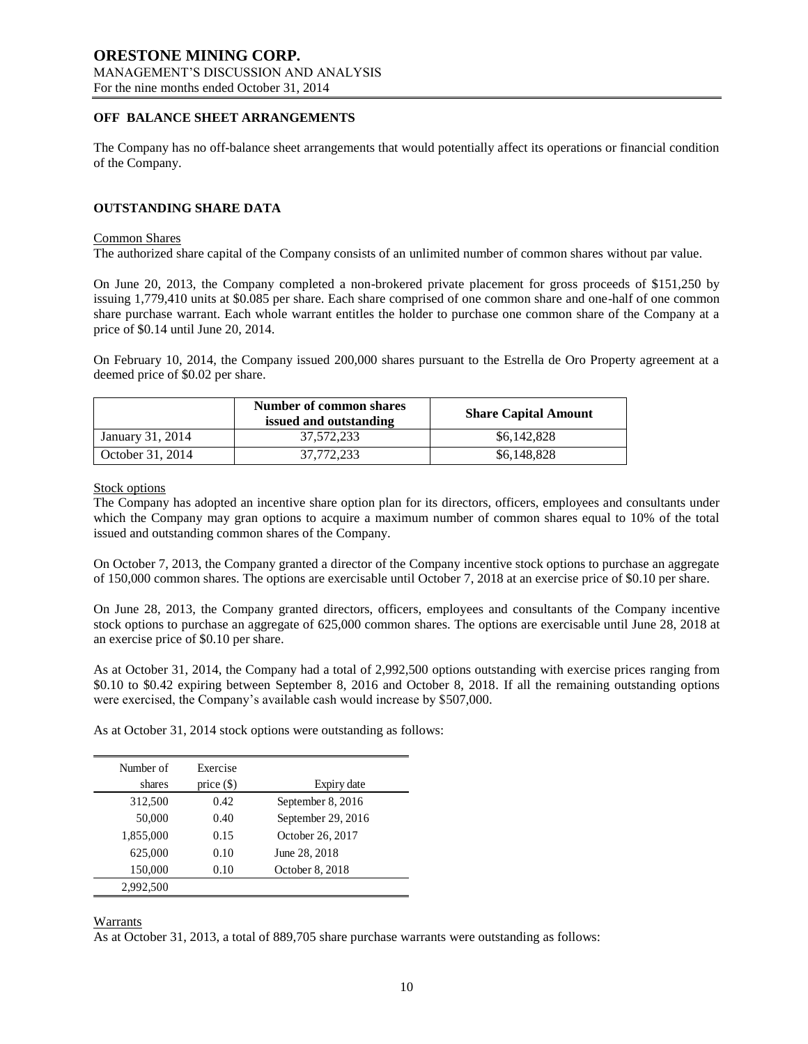## OFF BALANCE SHEET ARRANGEMENTS

The Company has no off-balance sheet arrangements that would potentially affect its operations or financial condition of the Company.

## OUTSTANDING SHARE DATA

Common Shares

The authorized share capital of the Company consists of an unlimited number of common shares without par value.

On June 20, 2013, the Company completed a non-brokered private placement for gross proceeds of $151,250 by issuing 1,779,410 units at $0.085 per share. Each share comprised of one common share and one-half of one common share purchase warrant. Each whole warrant entitles the holder to purchase one common share of the Company at a price of $0.14 until June 20, 2014.

On February 10, 2014, the Company issued 200,000 shares pursuant to the Estrella de Oro Property agreement at a deemed price of $0.02 per share.

| | Number of common shares issued and outstanding | Share Capital Amount |
|---|---|---|
| January 31, 2014 | 37,572,233 | $6,142,828 |
| October 31, 2014 | 37,772,233 | $6,148,828 |

Stock options

The Company has adopted an incentive share option plan for its directors, officers, employees and consultants under which the Company may gran options to acquire a maximum number of common shares equal to 10% of the total issued and outstanding common shares of the Company.

On October 7, 2013, the Company granted a director of the Company incentive stock options to purchase an aggregate of 150,000 common shares. The options are exercisable until October 7, 2018 at an exercise price of $0.10 per share.

On June 28, 2013, the Company granted directors, officers, employees and consultants of the Company incentive stock options to purchase an aggregate of 625,000 common shares. The options are exercisable until June 28, 2018 at an exercise price of $0.10 per share.

As at October 31, 2014, the Company had a total of 2,992,500 options outstanding with exercise prices ranging from $0.10 to $0.42 expiring between September 8, 2016 and October 8, 2018. If all the remaining outstanding options were exercised, the Company's available cash would increase by $507,000.

As at October 31, 2014 stock options were outstanding as follows:

| Number of shares | Exercise price ($) | Expiry date |
|---|---|---|
| 312,500 | 0.42 | September 8, 2016 |
| 50,000 | 0.40 | September 29, 2016 |
| 1,855,000 | 0.15 | October 26, 2017 |
| 625,000 | 0.10 | June 28, 2018 |
| 150,000 | 0.10 | October 8, 2018 |
| 2,992,500 | | |

Warrants

As at October 31, 2013, a total of 889,705 share purchase warrants were outstanding as follows: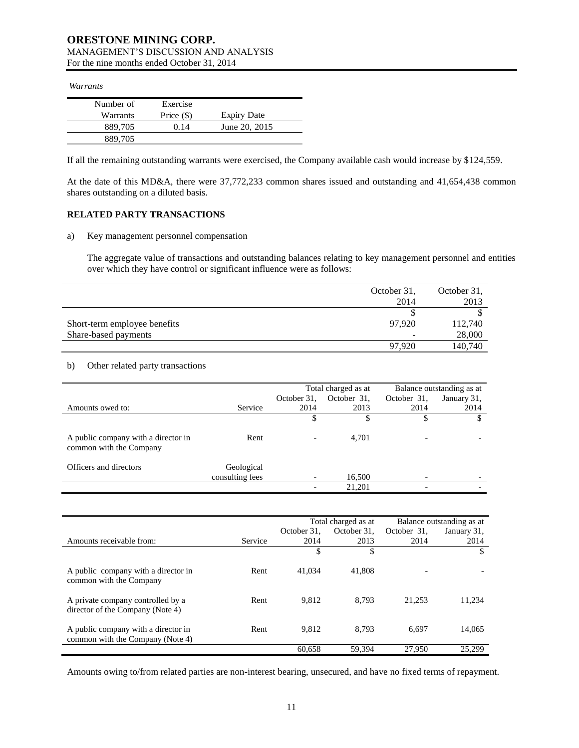*Warrants*

| Number of Warrants | Exercise Price ($) | Expiry Date |
|---|---|---|
| 889,705 | 0.14 | June 20, 2015 |
| 889,705 | | |

If all the remaining outstanding warrants were exercised, the Company available cash would increase by $124,559.

At the date of this MD&A, there were 37,772,233 common shares issued and outstanding and 41,654,438 common shares outstanding on a diluted basis.

## RELATED PARTY TRANSACTIONS

a) Key management personnel compensation

The aggregate value of transactions and outstanding balances relating to key management personnel and entities over which they have control or significant influence were as follows:

| | October 31, 2014 | October 31, 2013 |
|---|---|---|
| | $ | $ |
| Short-term employee benefits | 97,920 | 112,740 |
| Share-based payments | - | 28,000 |
| | 97,920 | 140,740 |

b) Other related party transactions

| | | Total charged as at | | Balance outstanding as at | |
|---|---|---|---|---|---|
| Amounts owed to: | Service | October 31, 2014 | October 31, 2013 | October 31, 2014 | January 31, 2014 |
| | | $ | $ | $ | $ |
| A public company with a director in common with the Company | Rent | - | 4,701 | - | - |
| Officers and directors | Geological consulting fees | - | 16,500 | - | - |
| | | - | 21,201 | - | - |

| | | Total charged as at | | Balance outstanding as at | |
|---|---|---|---|---|---|
| Amounts receivable from: | Service | October 31, 2014 | October 31, 2013 | October 31, 2014 | January 31, 2014 |
| | | $ | $ | | $ |
| A public company with a director in common with the Company | Rent | 41,034 | 41,808 | - | - |
| A private company controlled by a director of the Company (Note 4) | Rent | 9,812 | 8,793 | 21,253 | 11,234 |
| A public company with a director in common with the Company (Note 4) | Rent | 9,812 | 8,793 | 6,697 | 14,065 |
| | | 60,658 | 59,394 | 27,950 | 25,299 |

Amounts owing to/from related parties are non-interest bearing, unsecured, and have no fixed terms of repayment.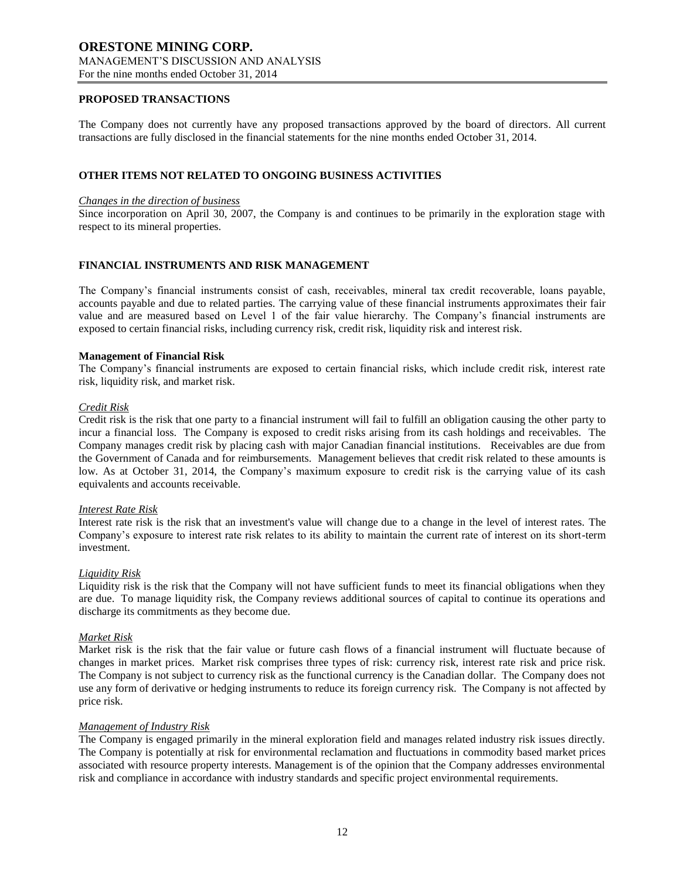## PROPOSED TRANSACTIONS

The Company does not currently have any proposed transactions approved by the board of directors. All current transactions are fully disclosed in the financial statements for the nine months ended October 31, 2014.

## OTHER ITEMS NOT RELATED TO ONGOING BUSINESS ACTIVITIES

*Changes in the direction of business*

Since incorporation on April 30, 2007, the Company is and continues to be primarily in the exploration stage with respect to its mineral properties.

## FINANCIAL INSTRUMENTS AND RISK MANAGEMENT

The Company's financial instruments consist of cash, receivables, mineral tax credit recoverable, loans payable, accounts payable and due to related parties. The carrying value of these financial instruments approximates their fair value and are measured based on Level 1 of the fair value hierarchy. The Company's financial instruments are exposed to certain financial risks, including currency risk, credit risk, liquidity risk and interest risk.

**Management of Financial Risk**

The Company's financial instruments are exposed to certain financial risks, which include credit risk, interest rate risk, liquidity risk, and market risk.

*Credit Risk*

Credit risk is the risk that one party to a financial instrument will fail to fulfill an obligation causing the other party to incur a financial loss. The Company is exposed to credit risks arising from its cash holdings and receivables. The Company manages credit risk by placing cash with major Canadian financial institutions. Receivables are due from the Government of Canada and for reimbursements. Management believes that credit risk related to these amounts is low. As at October 31, 2014, the Company's maximum exposure to credit risk is the carrying value of its cash equivalents and accounts receivable.

*Interest Rate Risk*

Interest rate risk is the risk that an investment's value will change due to a change in the level of interest rates. The Company's exposure to interest rate risk relates to its ability to maintain the current rate of interest on its short-term investment.

*Liquidity Risk*

Liquidity risk is the risk that the Company will not have sufficient funds to meet its financial obligations when they are due. To manage liquidity risk, the Company reviews additional sources of capital to continue its operations and discharge its commitments as they become due.

*Market Risk*

Market risk is the risk that the fair value or future cash flows of a financial instrument will fluctuate because of changes in market prices. Market risk comprises three types of risk: currency risk, interest rate risk and price risk. The Company is not subject to currency risk as the functional currency is the Canadian dollar. The Company does not use any form of derivative or hedging instruments to reduce its foreign currency risk. The Company is not affected by price risk.

*Management of Industry Risk*

The Company is engaged primarily in the mineral exploration field and manages related industry risk issues directly. The Company is potentially at risk for environmental reclamation and fluctuations in commodity based market prices associated with resource property interests. Management is of the opinion that the Company addresses environmental risk and compliance in accordance with industry standards and specific project environmental requirements.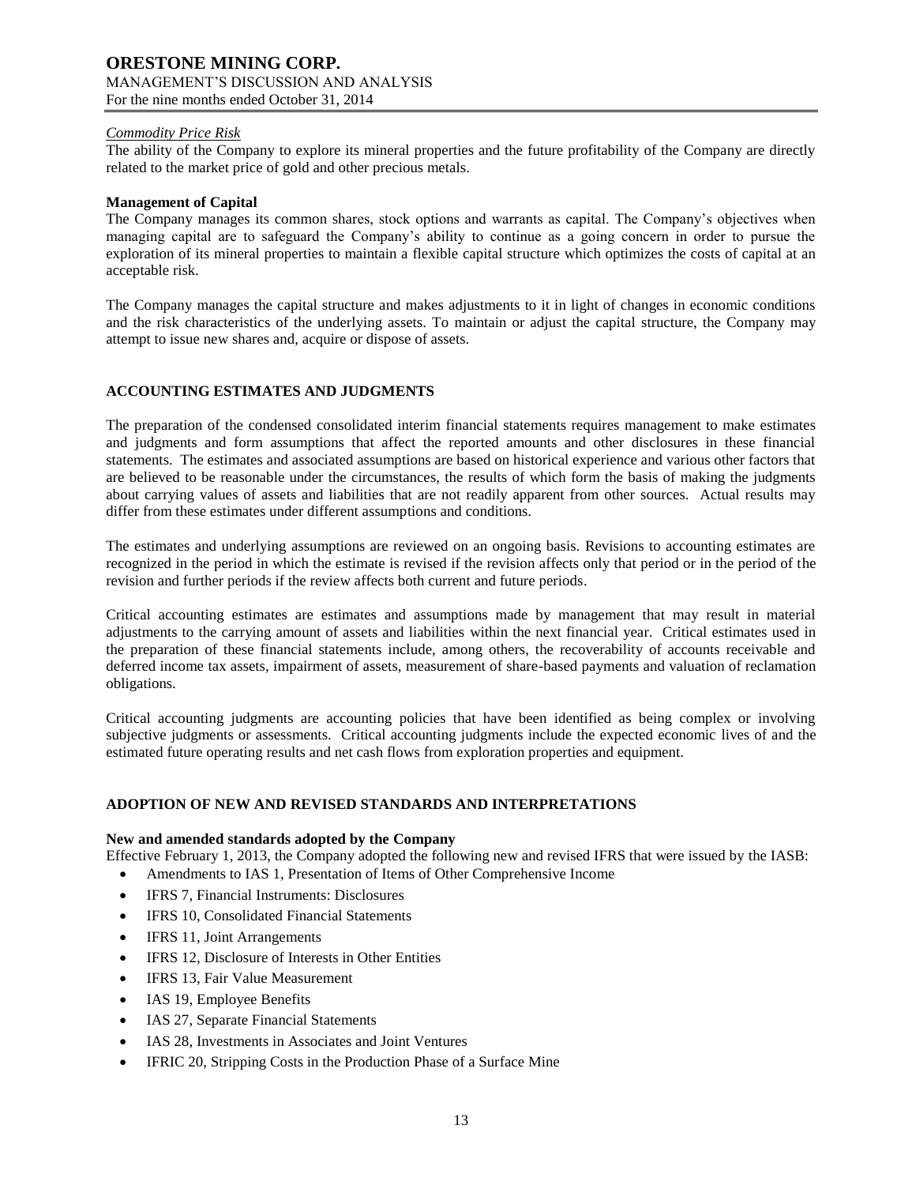*Commodity Price Risk*
The ability of the Company to explore its mineral properties and the future profitability of the Company are directly related to the market price of gold and other precious metals.

**Management of Capital**
The Company manages its common shares, stock options and warrants as capital. The Company's objectives when managing capital are to safeguard the Company's ability to continue as a going concern in order to pursue the exploration of its mineral properties to maintain a flexible capital structure which optimizes the costs of capital at an acceptable risk.

The Company manages the capital structure and makes adjustments to it in light of changes in economic conditions and the risk characteristics of the underlying assets. To maintain or adjust the capital structure, the Company may attempt to issue new shares and, acquire or dispose of assets.

## ACCOUNTING ESTIMATES AND JUDGMENTS

The preparation of the condensed consolidated interim financial statements requires management to make estimates and judgments and form assumptions that affect the reported amounts and other disclosures in these financial statements. The estimates and associated assumptions are based on historical experience and various other factors that are believed to be reasonable under the circumstances, the results of which form the basis of making the judgments about carrying values of assets and liabilities that are not readily apparent from other sources. Actual results may differ from these estimates under different assumptions and conditions.

The estimates and underlying assumptions are reviewed on an ongoing basis. Revisions to accounting estimates are recognized in the period in which the estimate is revised if the revision affects only that period or in the period of the revision and further periods if the review affects both current and future periods.

Critical accounting estimates are estimates and assumptions made by management that may result in material adjustments to the carrying amount of assets and liabilities within the next financial year. Critical estimates used in the preparation of these financial statements include, among others, the recoverability of accounts receivable and deferred income tax assets, impairment of assets, measurement of share-based payments and valuation of reclamation obligations.

Critical accounting judgments are accounting policies that have been identified as being complex or involving subjective judgments or assessments. Critical accounting judgments include the expected economic lives of and the estimated future operating results and net cash flows from exploration properties and equipment.

## ADOPTION OF NEW AND REVISED STANDARDS AND INTERPRETATIONS

**New and amended standards adopted by the Company**
Effective February 1, 2013, the Company adopted the following new and revised IFRS that were issued by the IASB:

- Amendments to IAS 1, Presentation of Items of Other Comprehensive Income
- IFRS 7, Financial Instruments: Disclosures
- IFRS 10, Consolidated Financial Statements
- IFRS 11, Joint Arrangements
- IFRS 12, Disclosure of Interests in Other Entities
- IFRS 13, Fair Value Measurement
- IAS 19, Employee Benefits
- IAS 27, Separate Financial Statements
- IAS 28, Investments in Associates and Joint Ventures
- IFRIC 20, Stripping Costs in the Production Phase of a Surface Mine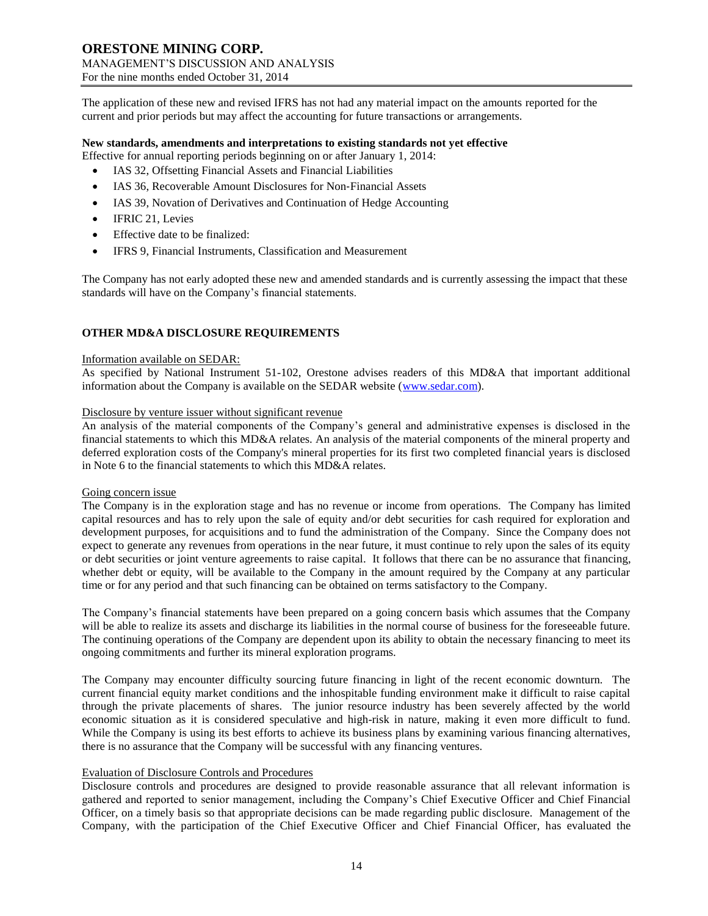The application of these new and revised IFRS has not had any material impact on the amounts reported for the current and prior periods but may affect the accounting for future transactions or arrangements.

**New standards, amendments and interpretations to existing standards not yet effective**

Effective for annual reporting periods beginning on or after January 1, 2014:

- IAS 32, Offsetting Financial Assets and Financial Liabilities
- IAS 36, Recoverable Amount Disclosures for Non-Financial Assets
- IAS 39, Novation of Derivatives and Continuation of Hedge Accounting
- IFRIC 21, Levies
- Effective date to be finalized:
- IFRS 9, Financial Instruments, Classification and Measurement

The Company has not early adopted these new and amended standards and is currently assessing the impact that these standards will have on the Company's financial statements.

## OTHER MD&A DISCLOSURE REQUIREMENTS

Information available on SEDAR:

As specified by National Instrument 51-102, Orestone advises readers of this MD&A that important additional information about the Company is available on the SEDAR website (www.sedar.com).

Disclosure by venture issuer without significant revenue

An analysis of the material components of the Company's general and administrative expenses is disclosed in the financial statements to which this MD&A relates. An analysis of the material components of the mineral property and deferred exploration costs of the Company's mineral properties for its first two completed financial years is disclosed in Note 6 to the financial statements to which this MD&A relates.

Going concern issue

The Company is in the exploration stage and has no revenue or income from operations. The Company has limited capital resources and has to rely upon the sale of equity and/or debt securities for cash required for exploration and development purposes, for acquisitions and to fund the administration of the Company. Since the Company does not expect to generate any revenues from operations in the near future, it must continue to rely upon the sales of its equity or debt securities or joint venture agreements to raise capital. It follows that there can be no assurance that financing, whether debt or equity, will be available to the Company in the amount required by the Company at any particular time or for any period and that such financing can be obtained on terms satisfactory to the Company.

The Company's financial statements have been prepared on a going concern basis which assumes that the Company will be able to realize its assets and discharge its liabilities in the normal course of business for the foreseeable future. The continuing operations of the Company are dependent upon its ability to obtain the necessary financing to meet its ongoing commitments and further its mineral exploration programs.

The Company may encounter difficulty sourcing future financing in light of the recent economic downturn. The current financial equity market conditions and the inhospitable funding environment make it difficult to raise capital through the private placements of shares. The junior resource industry has been severely affected by the world economic situation as it is considered speculative and high-risk in nature, making it even more difficult to fund. While the Company is using its best efforts to achieve its business plans by examining various financing alternatives, there is no assurance that the Company will be successful with any financing ventures.

Evaluation of Disclosure Controls and Procedures

Disclosure controls and procedures are designed to provide reasonable assurance that all relevant information is gathered and reported to senior management, including the Company's Chief Executive Officer and Chief Financial Officer, on a timely basis so that appropriate decisions can be made regarding public disclosure. Management of the Company, with the participation of the Chief Executive Officer and Chief Financial Officer, has evaluated the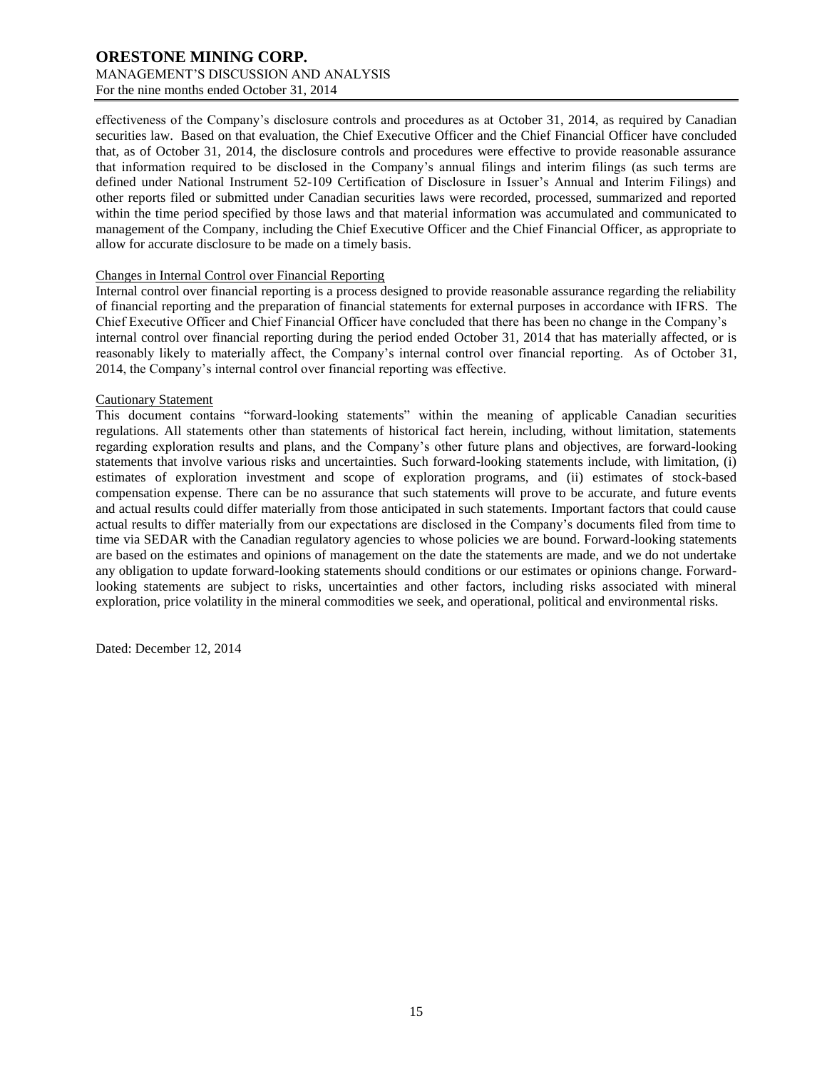effectiveness of the Company's disclosure controls and procedures as at October 31, 2014, as required by Canadian securities law. Based on that evaluation, the Chief Executive Officer and the Chief Financial Officer have concluded that, as of October 31, 2014, the disclosure controls and procedures were effective to provide reasonable assurance that information required to be disclosed in the Company's annual filings and interim filings (as such terms are defined under National Instrument 52-109 Certification of Disclosure in Issuer's Annual and Interim Filings) and other reports filed or submitted under Canadian securities laws were recorded, processed, summarized and reported within the time period specified by those laws and that material information was accumulated and communicated to management of the Company, including the Chief Executive Officer and the Chief Financial Officer, as appropriate to allow for accurate disclosure to be made on a timely basis.

Changes in Internal Control over Financial Reporting

Internal control over financial reporting is a process designed to provide reasonable assurance regarding the reliability of financial reporting and the preparation of financial statements for external purposes in accordance with IFRS. The Chief Executive Officer and Chief Financial Officer have concluded that there has been no change in the Company's internal control over financial reporting during the period ended October 31, 2014 that has materially affected, or is reasonably likely to materially affect, the Company's internal control over financial reporting. As of October 31, 2014, the Company's internal control over financial reporting was effective.

Cautionary Statement

This document contains "forward-looking statements" within the meaning of applicable Canadian securities regulations. All statements other than statements of historical fact herein, including, without limitation, statements regarding exploration results and plans, and the Company's other future plans and objectives, are forward-looking statements that involve various risks and uncertainties. Such forward-looking statements include, with limitation, (i) estimates of exploration investment and scope of exploration programs, and (ii) estimates of stock-based compensation expense. There can be no assurance that such statements will prove to be accurate, and future events and actual results could differ materially from those anticipated in such statements. Important factors that could cause actual results to differ materially from our expectations are disclosed in the Company's documents filed from time to time via SEDAR with the Canadian regulatory agencies to whose policies we are bound. Forward-looking statements are based on the estimates and opinions of management on the date the statements are made, and we do not undertake any obligation to update forward-looking statements should conditions or our estimates or opinions change. Forward-looking statements are subject to risks, uncertainties and other factors, including risks associated with mineral exploration, price volatility in the mineral commodities we seek, and operational, political and environmental risks.

Dated: December 12, 2014